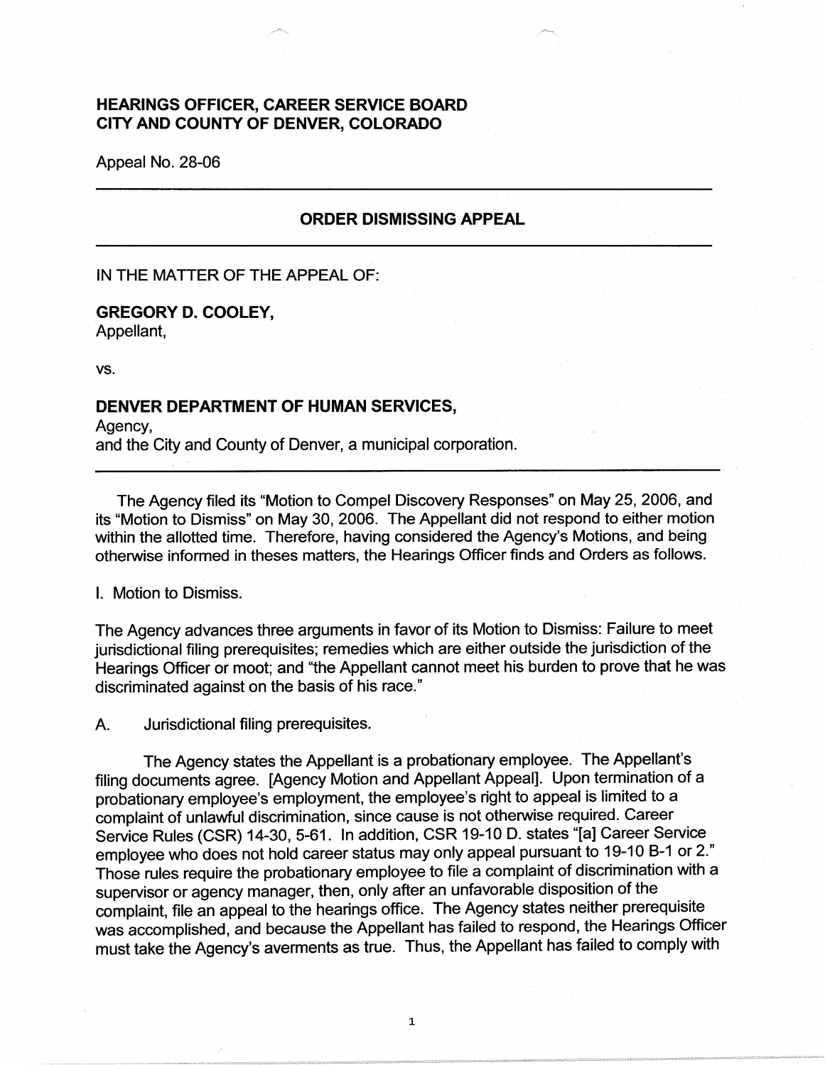**HEARINGS OFFICER, CAREER SERVICE BOARD**
**CITY AND COUNTY OF DENVER, COLORADO**

Appeal No. 28-06

---

## ORDER DISMISSING APPEAL

---

IN THE MATTER OF THE APPEAL OF:

**GREGORY D. COOLEY,**
Appellant,

vs.

**DENVER DEPARTMENT OF HUMAN SERVICES,**
Agency,
and the City and County of Denver, a municipal corporation.

---

The Agency filed its "Motion to Compel Discovery Responses" on May 25, 2006, and its "Motion to Dismiss" on May 30, 2006. The Appellant did not respond to either motion within the allotted time. Therefore, having considered the Agency's Motions, and being otherwise informed in theses matters, the Hearings Officer finds and Orders as follows.

I. Motion to Dismiss.

The Agency advances three arguments in favor of its Motion to Dismiss: Failure to meet jurisdictional filing prerequisites; remedies which are either outside the jurisdiction of the Hearings Officer or moot; and "the Appellant cannot meet his burden to prove that he was discriminated against on the basis of his race."

A. Jurisdictional filing prerequisites.

The Agency states the Appellant is a probationary employee. The Appellant's filing documents agree. [Agency Motion and Appellant Appeal]. Upon termination of a probationary employee's employment, the employee's right to appeal is limited to a complaint of unlawful discrimination, since cause is not otherwise required. Career Service Rules (CSR) 14-30, 5-61. In addition, CSR 19-10 D. states "[a] Career Service employee who does not hold career status may only appeal pursuant to 19-10 B-1 or 2." Those rules require the probationary employee to file a complaint of discrimination with a supervisor or agency manager, then, only after an unfavorable disposition of the complaint, file an appeal to the hearings office. The Agency states neither prerequisite was accomplished, and because the Appellant has failed to respond, the Hearings Officer must take the Agency's averments as true. Thus, the Appellant has failed to comply with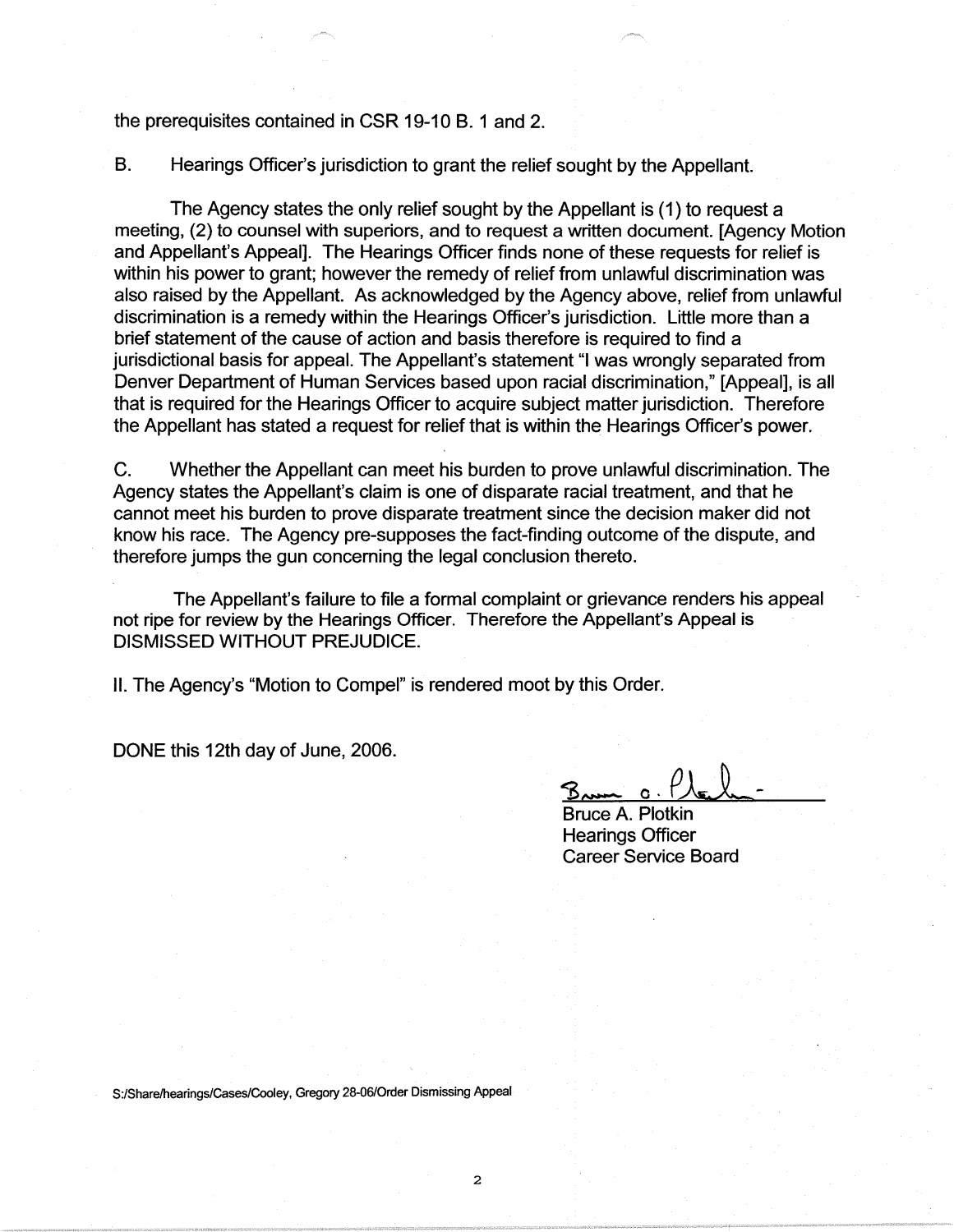the prerequisites contained in CSR 19-10 B. 1 and 2.

B. Hearings Officer's jurisdiction to grant the relief sought by the Appellant.

The Agency states the only relief sought by the Appellant is (1) to request a meeting, (2) to counsel with superiors, and to request a written document. [Agency Motion and Appellant's Appeal]. The Hearings Officer finds none of these requests for relief is within his power to grant; however the remedy of relief from unlawful discrimination was also raised by the Appellant. As acknowledged by the Agency above, relief from unlawful discrimination is a remedy within the Hearings Officer's jurisdiction. Little more than a brief statement of the cause of action and basis therefore is required to find a jurisdictional basis for appeal. The Appellant's statement "I was wrongly separated from Denver Department of Human Services based upon racial discrimination," [Appeal], is all that is required for the Hearings Officer to acquire subject matter jurisdiction. Therefore the Appellant has stated a request for relief that is within the Hearings Officer's power.

C. Whether the Appellant can meet his burden to prove unlawful discrimination. The Agency states the Appellant's claim is one of disparate racial treatment, and that he cannot meet his burden to prove disparate treatment since the decision maker did not know his race. The Agency pre-supposes the fact-finding outcome of the dispute, and therefore jumps the gun concerning the legal conclusion thereto.

The Appellant's failure to file a formal complaint or grievance renders his appeal not ripe for review by the Hearings Officer. Therefore the Appellant's Appeal is DISMISSED WITHOUT PREJUDICE.

II. The Agency's "Motion to Compel" is rendered moot by this Order.

DONE this 12th day of June, 2006.

Bruce A. Plotkin
Hearings Officer
Career Service Board

S:/Share/hearings/Cases/Cooley, Gregory 28-06/Order Dismissing Appeal